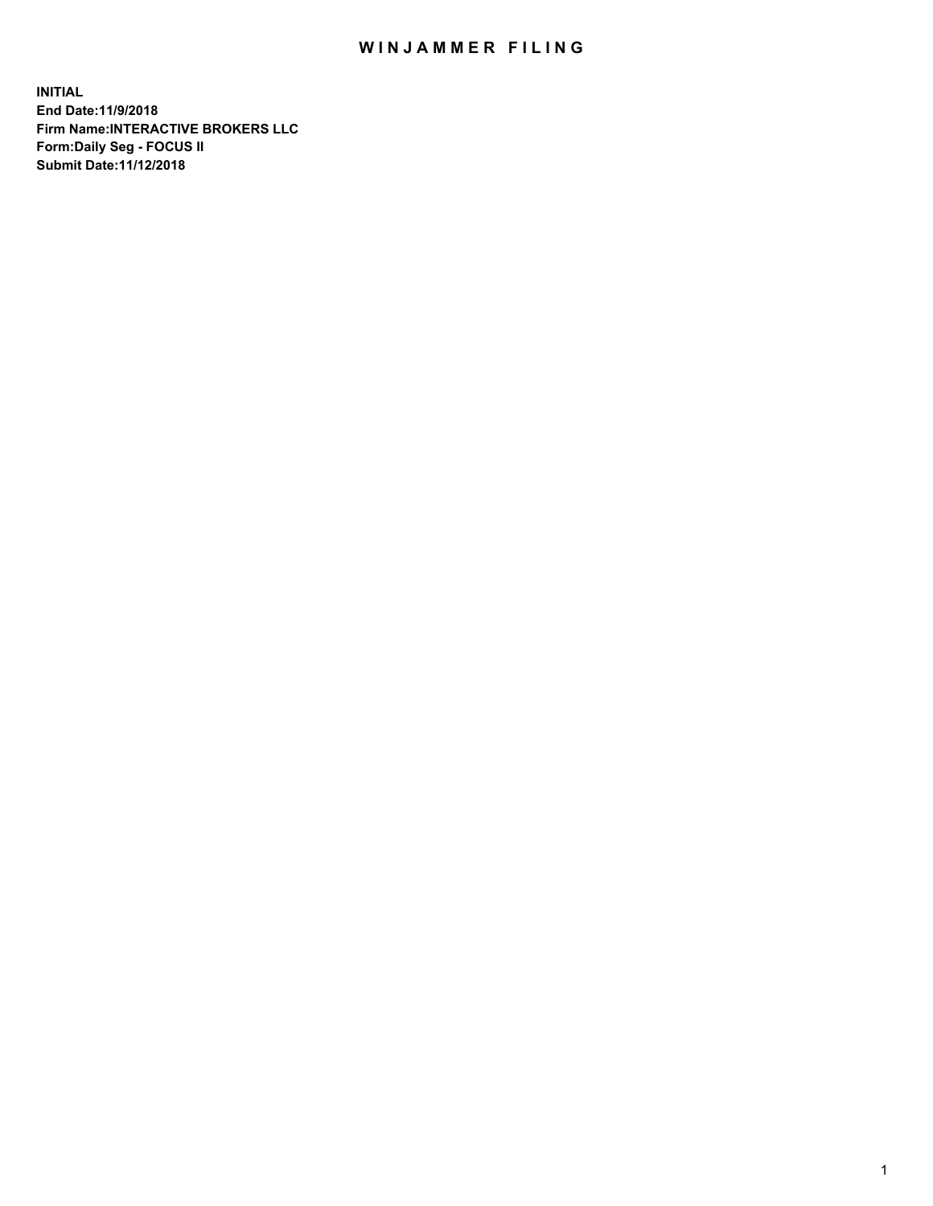# WINJAMMER FILING

**INITIAL**
**End Date:11/9/2018**
**Firm Name:INTERACTIVE BROKERS LLC**
**Form:Daily Seg - FOCUS II**
**Submit Date:11/12/2018**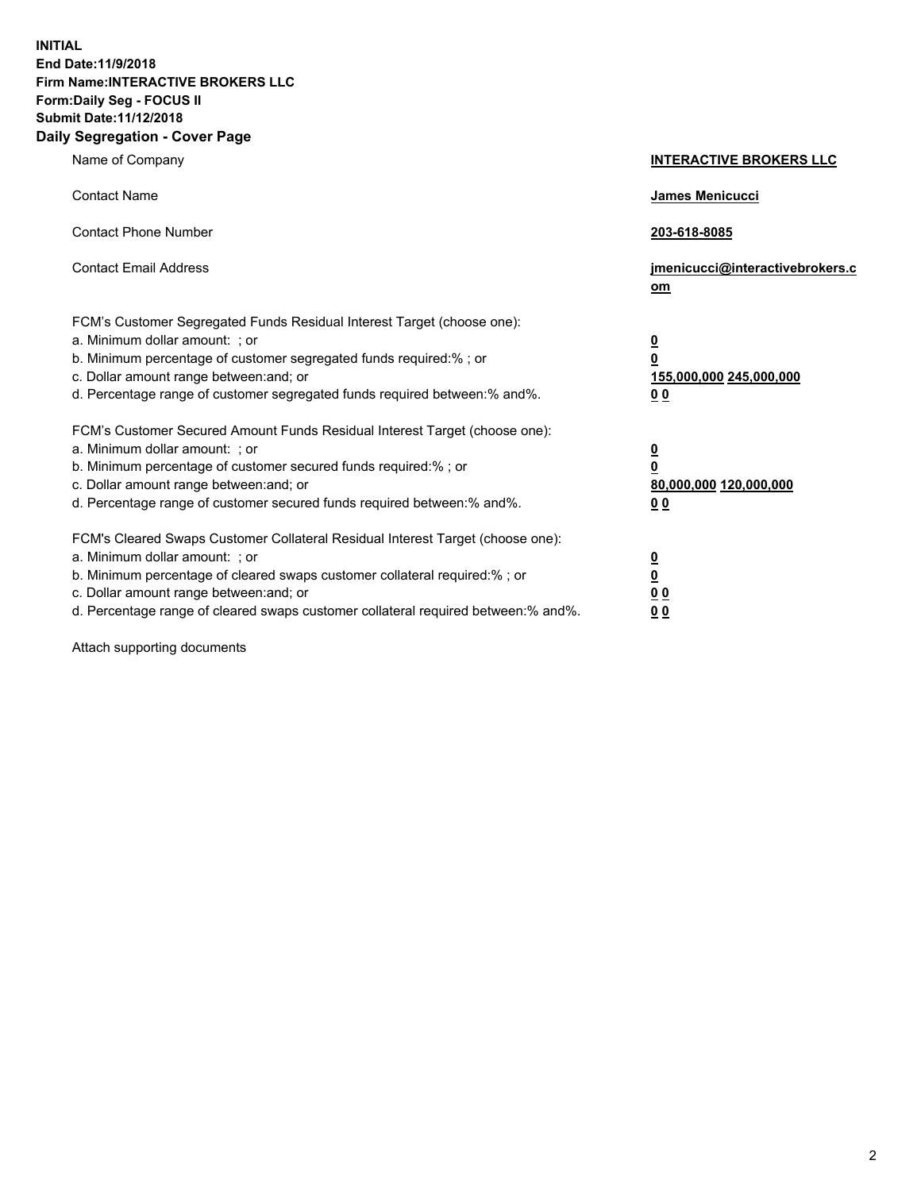**INITIAL**
**End Date:11/9/2018**
**Firm Name:INTERACTIVE BROKERS LLC**
**Form:Daily Seg - FOCUS II**
**Submit Date:11/12/2018**
**Daily Segregation - Cover Page**

| | |
|---|---|
| Name of Company | **INTERACTIVE BROKERS LLC** |
| Contact Name | **James Menicucci** |
| Contact Phone Number | **203-618-8085** |
| Contact Email Address | **jmenicucci@interactivebrokers.com** |

FCM's Customer Segregated Funds Residual Interest Target (choose one):

| | |
|---|---|
| a. Minimum dollar amount: ; or | **0** |
| b. Minimum percentage of customer segregated funds required:% ; or | **0** |
| c. Dollar amount range between:and; or | **155,000,000 245,000,000** |
| d. Percentage range of customer segregated funds required between:% and%. | **0 0** |

FCM's Customer Secured Amount Funds Residual Interest Target (choose one):

| | |
|---|---|
| a. Minimum dollar amount: ; or | **0** |
| b. Minimum percentage of customer secured funds required:% ; or | **0** |
| c. Dollar amount range between:and; or | **80,000,000 120,000,000** |
| d. Percentage range of customer secured funds required between:% and%. | **0 0** |

FCM's Cleared Swaps Customer Collateral Residual Interest Target (choose one):

| | |
|---|---|
| a. Minimum dollar amount: ; or | **0** |
| b. Minimum percentage of cleared swaps customer collateral required:% ; or | **0** |
| c. Dollar amount range between:and; or | **0 0** |
| d. Percentage range of cleared swaps customer collateral required between:% and%. | **0 0** |

Attach supporting documents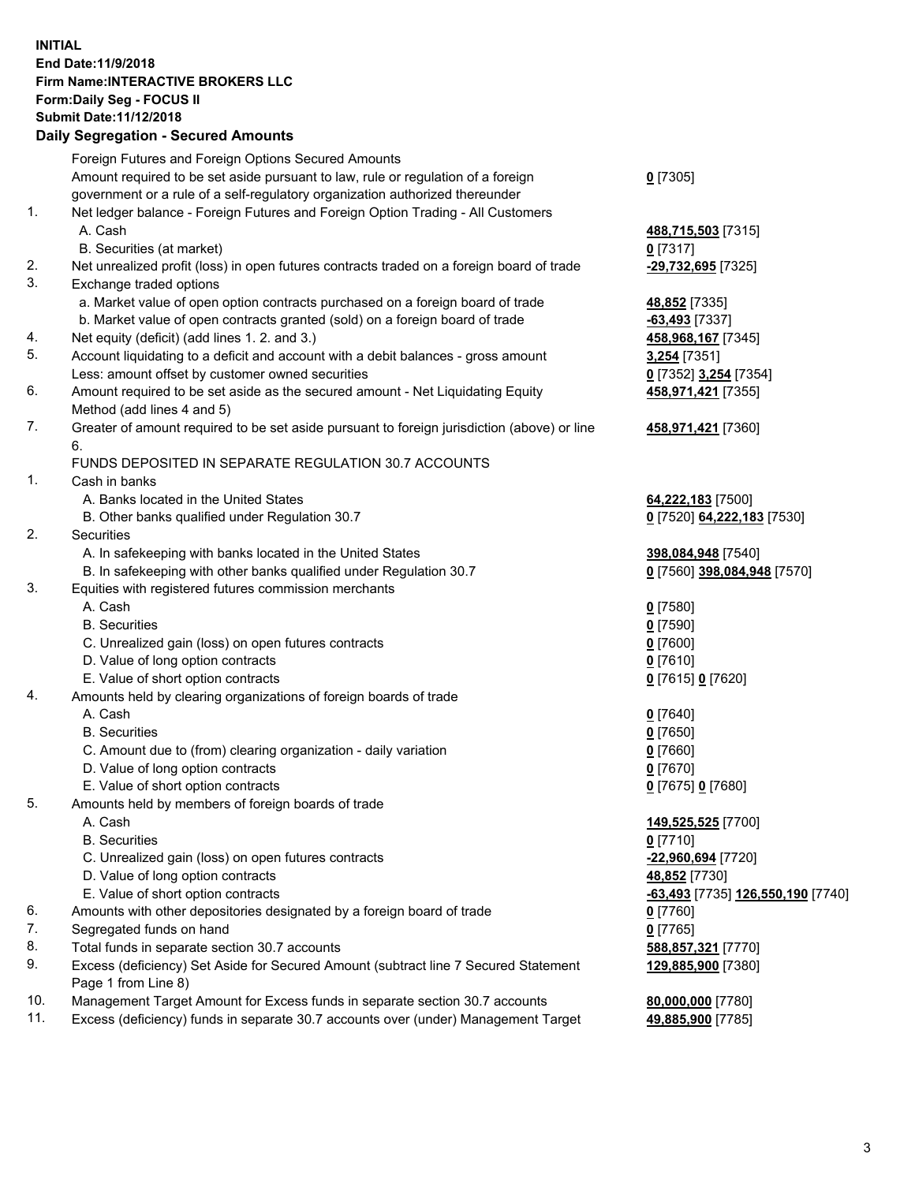**INITIAL**
**End Date:11/9/2018**
**Firm Name:INTERACTIVE BROKERS LLC**
**Form:Daily Seg - FOCUS II**
**Submit Date:11/12/2018**
**Daily Segregation - Secured Amounts**

| | | |
|---|---|---|
| | Foreign Futures and Foreign Options Secured Amounts | |
| | Amount required to be set aside pursuant to law, rule or regulation of a foreign government or a rule of a self-regulatory organization authorized thereunder | **0** [7305] |
| 1. | Net ledger balance - Foreign Futures and Foreign Option Trading - All Customers | |
| | A. Cash | **488,715,503** [7315] |
| | B. Securities (at market) | **0** [7317] |
| 2. | Net unrealized profit (loss) in open futures contracts traded on a foreign board of trade | **-29,732,695** [7325] |
| 3. | Exchange traded options | |
| | a. Market value of open option contracts purchased on a foreign board of trade | **48,852** [7335] |
| | b. Market value of open contracts granted (sold) on a foreign board of trade | **-63,493** [7337] |
| 4. | Net equity (deficit) (add lines 1. 2. and 3.) | **458,968,167** [7345] |
| 5. | Account liquidating to a deficit and account with a debit balances - gross amount | **3,254** [7351] |
| | Less: amount offset by customer owned securities | **0** [7352] **3,254** [7354] |
| 6. | Amount required to be set aside as the secured amount - Net Liquidating Equity Method (add lines 4 and 5) | **458,971,421** [7355] |
| 7. | Greater of amount required to be set aside pursuant to foreign jurisdiction (above) or line 6. | **458,971,421** [7360] |
| | FUNDS DEPOSITED IN SEPARATE REGULATION 30.7 ACCOUNTS | |
| 1. | Cash in banks | |
| | A. Banks located in the United States | **64,222,183** [7500] |
| | B. Other banks qualified under Regulation 30.7 | **0** [7520] **64,222,183** [7530] |
| 2. | Securities | |
| | A. In safekeeping with banks located in the United States | **398,084,948** [7540] |
| | B. In safekeeping with other banks qualified under Regulation 30.7 | **0** [7560] **398,084,948** [7570] |
| 3. | Equities with registered futures commission merchants | |
| | A. Cash | **0** [7580] |
| | B. Securities | **0** [7590] |
| | C. Unrealized gain (loss) on open futures contracts | **0** [7600] |
| | D. Value of long option contracts | **0** [7610] |
| | E. Value of short option contracts | **0** [7615] **0** [7620] |
| 4. | Amounts held by clearing organizations of foreign boards of trade | |
| | A. Cash | **0** [7640] |
| | B. Securities | **0** [7650] |
| | C. Amount due to (from) clearing organization - daily variation | **0** [7660] |
| | D. Value of long option contracts | **0** [7670] |
| | E. Value of short option contracts | **0** [7675] **0** [7680] |
| 5. | Amounts held by members of foreign boards of trade | |
| | A. Cash | **149,525,525** [7700] |
| | B. Securities | **0** [7710] |
| | C. Unrealized gain (loss) on open futures contracts | **-22,960,694** [7720] |
| | D. Value of long option contracts | **48,852** [7730] |
| | E. Value of short option contracts | **-63,493** [7735] **126,550,190** [7740] |
| 6. | Amounts with other depositories designated by a foreign board of trade | **0** [7760] |
| 7. | Segregated funds on hand | **0** [7765] |
| 8. | Total funds in separate section 30.7 accounts | **588,857,321** [7770] |
| 9. | Excess (deficiency) Set Aside for Secured Amount (subtract line 7 Secured Statement Page 1 from Line 8) | **129,885,900** [7380] |
| 10. | Management Target Amount for Excess funds in separate section 30.7 accounts | **80,000,000** [7780] |
| 11. | Excess (deficiency) funds in separate 30.7 accounts over (under) Management Target | **49,885,900** [7785] |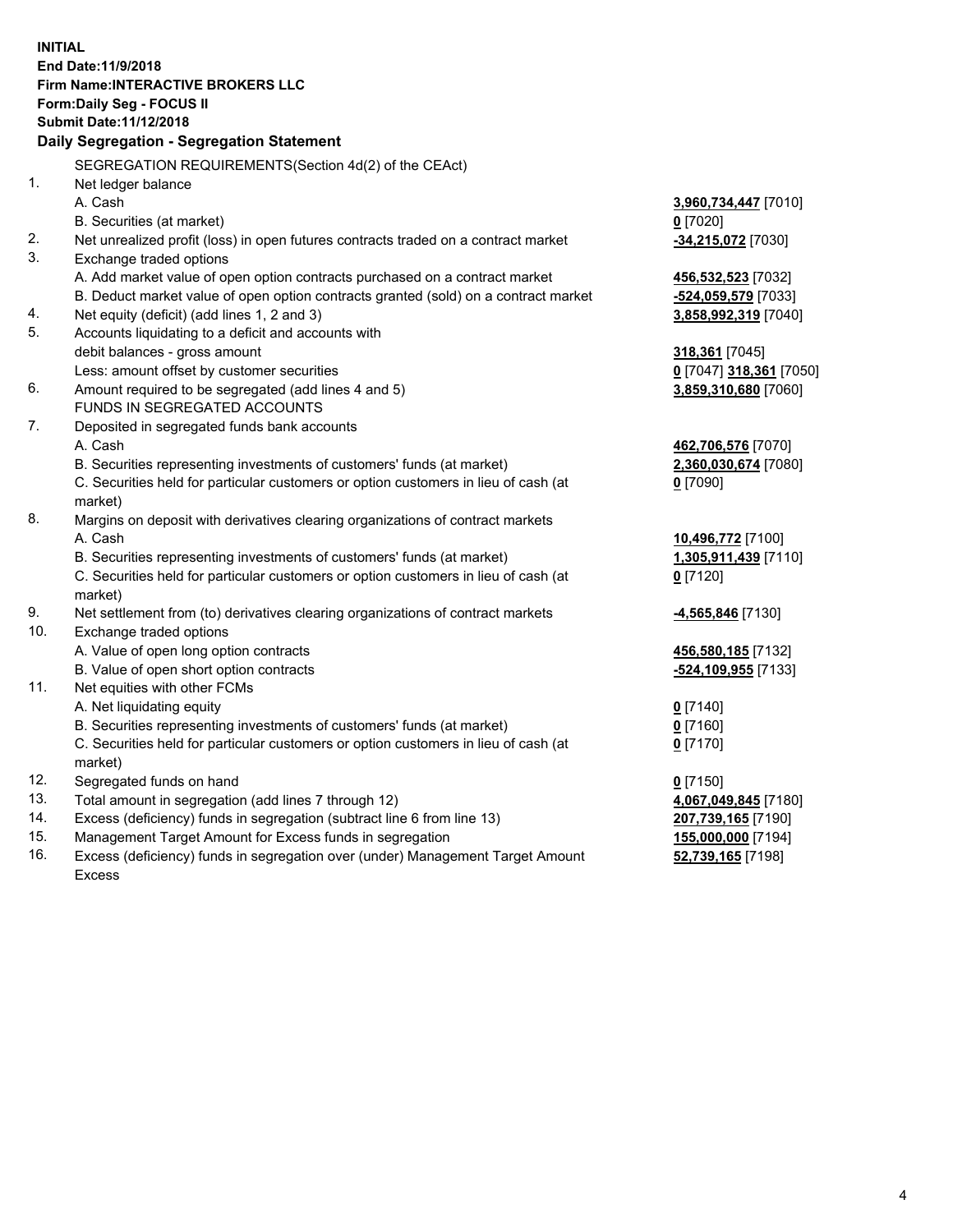**INITIAL**
**End Date:11/9/2018**
**Firm Name:INTERACTIVE BROKERS LLC**
**Form:Daily Seg - FOCUS II**
**Submit Date:11/12/2018**

**Daily Segregation - Segregation Statement**

| | | |
|---|---|---|
| | SEGREGATION REQUIREMENTS(Section 4d(2) of the CEAct) | |
| 1. | Net ledger balance | |
| | A. Cash | **3,960,734,447** [7010] |
| | B. Securities (at market) | **0** [7020] |
| 2. | Net unrealized profit (loss) in open futures contracts traded on a contract market | **-34,215,072** [7030] |
| 3. | Exchange traded options | |
| | A. Add market value of open option contracts purchased on a contract market | **456,532,523** [7032] |
| | B. Deduct market value of open option contracts granted (sold) on a contract market | **-524,059,579** [7033] |
| 4. | Net equity (deficit) (add lines 1, 2 and 3) | **3,858,992,319** [7040] |
| 5. | Accounts liquidating to a deficit and accounts with debit balances - gross amount | **318,361** [7045] |
| | Less: amount offset by customer securities | **0** [7047] **318,361** [7050] |
| 6. | Amount required to be segregated (add lines 4 and 5) | **3,859,310,680** [7060] |
| | FUNDS IN SEGREGATED ACCOUNTS | |
| 7. | Deposited in segregated funds bank accounts | |
| | A. Cash | **462,706,576** [7070] |
| | B. Securities representing investments of customers' funds (at market) | **2,360,030,674** [7080] |
| | C. Securities held for particular customers or option customers in lieu of cash (at market) | **0** [7090] |
| 8. | Margins on deposit with derivatives clearing organizations of contract markets | |
| | A. Cash | **10,496,772** [7100] |
| | B. Securities representing investments of customers' funds (at market) | **1,305,911,439** [7110] |
| | C. Securities held for particular customers or option customers in lieu of cash (at market) | **0** [7120] |
| 9. | Net settlement from (to) derivatives clearing organizations of contract markets | **-4,565,846** [7130] |
| 10. | Exchange traded options | |
| | A. Value of open long option contracts | **456,580,185** [7132] |
| | B. Value of open short option contracts | **-524,109,955** [7133] |
| 11. | Net equities with other FCMs | |
| | A. Net liquidating equity | **0** [7140] |
| | B. Securities representing investments of customers' funds (at market) | **0** [7160] |
| | C. Securities held for particular customers or option customers in lieu of cash (at market) | **0** [7170] |
| 12. | Segregated funds on hand | **0** [7150] |
| 13. | Total amount in segregation (add lines 7 through 12) | **4,067,049,845** [7180] |
| 14. | Excess (deficiency) funds in segregation (subtract line 6 from line 13) | **207,739,165** [7190] |
| 15. | Management Target Amount for Excess funds in segregation | **155,000,000** [7194] |
| 16. | Excess (deficiency) funds in segregation over (under) Management Target Amount Excess | **52,739,165** [7198] |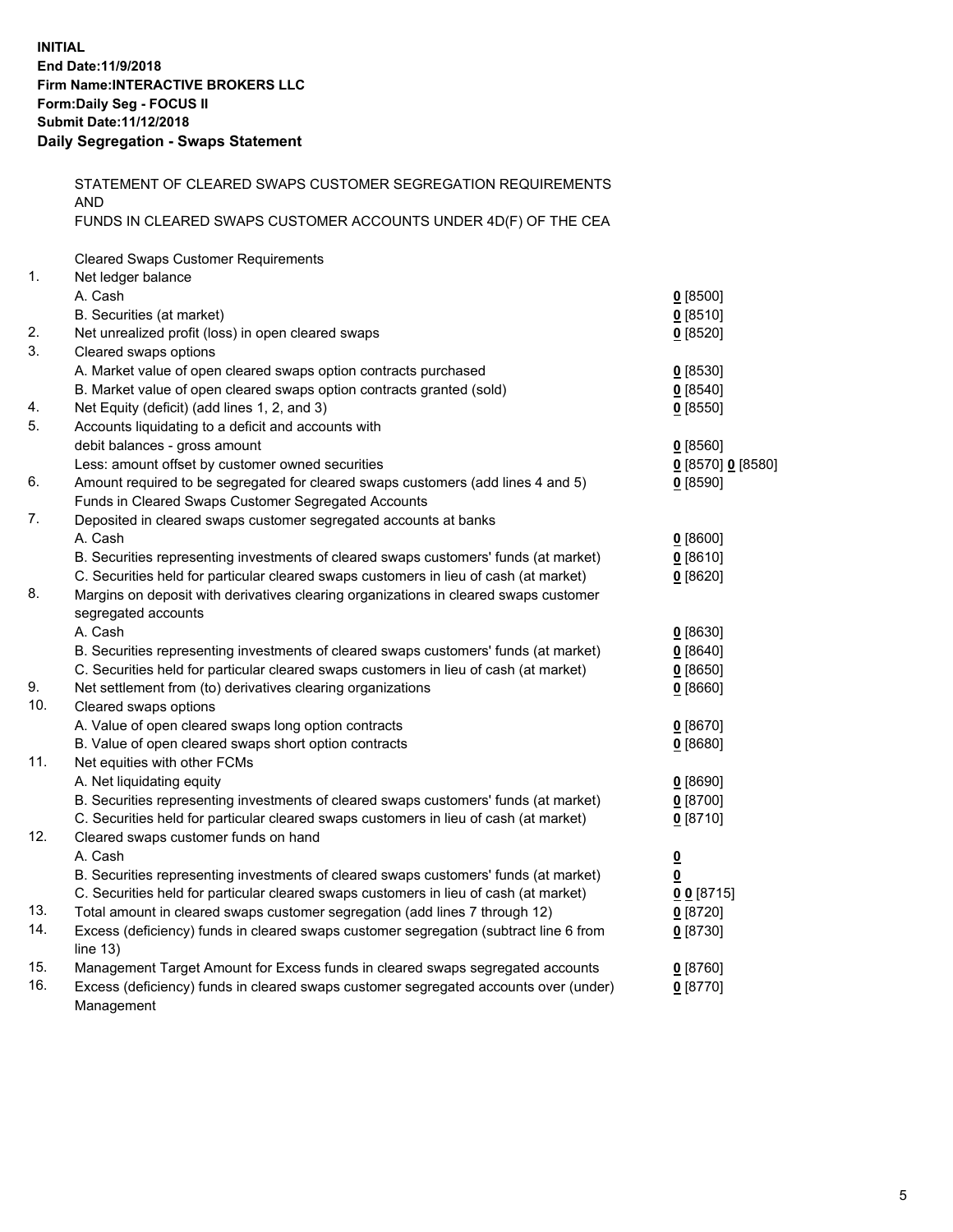**INITIAL**
**End Date:11/9/2018**
**Firm Name:INTERACTIVE BROKERS LLC**
**Form:Daily Seg - FOCUS II**
**Submit Date:11/12/2018**
**Daily Segregation - Swaps Statement**

STATEMENT OF CLEARED SWAPS CUSTOMER SEGREGATION REQUIREMENTS AND FUNDS IN CLEARED SWAPS CUSTOMER ACCOUNTS UNDER 4D(F) OF THE CEA

| | | |
|---|---|---|
| | Cleared Swaps Customer Requirements | |
| 1. | Net ledger balance | |
| | A. Cash | 0 [8500] |
| | B. Securities (at market) | 0 [8510] |
| 2. | Net unrealized profit (loss) in open cleared swaps | 0 [8520] |
| 3. | Cleared swaps options | |
| | A. Market value of open cleared swaps option contracts purchased | 0 [8530] |
| | B. Market value of open cleared swaps option contracts granted (sold) | 0 [8540] |
| 4. | Net Equity (deficit) (add lines 1, 2, and 3) | 0 [8550] |
| 5. | Accounts liquidating to a deficit and accounts with debit balances - gross amount | 0 [8560] |
| | Less: amount offset by customer owned securities | 0 [8570] 0 [8580] |
| 6. | Amount required to be segregated for cleared swaps customers (add lines 4 and 5) | 0 [8590] |
| | Funds in Cleared Swaps Customer Segregated Accounts | |
| 7. | Deposited in cleared swaps customer segregated accounts at banks | |
| | A. Cash | 0 [8600] |
| | B. Securities representing investments of cleared swaps customers' funds (at market) | 0 [8610] |
| | C. Securities held for particular cleared swaps customers in lieu of cash (at market) | 0 [8620] |
| 8. | Margins on deposit with derivatives clearing organizations in cleared swaps customer segregated accounts | |
| | A. Cash | 0 [8630] |
| | B. Securities representing investments of cleared swaps customers' funds (at market) | 0 [8640] |
| | C. Securities held for particular cleared swaps customers in lieu of cash (at market) | 0 [8650] |
| 9. | Net settlement from (to) derivatives clearing organizations | 0 [8660] |
| 10. | Cleared swaps options | |
| | A. Value of open cleared swaps long option contracts | 0 [8670] |
| | B. Value of open cleared swaps short option contracts | 0 [8680] |
| 11. | Net equities with other FCMs | |
| | A. Net liquidating equity | 0 [8690] |
| | B. Securities representing investments of cleared swaps customers' funds (at market) | 0 [8700] |
| | C. Securities held for particular cleared swaps customers in lieu of cash (at market) | 0 [8710] |
| 12. | Cleared swaps customer funds on hand | |
| | A. Cash | 0 |
| | B. Securities representing investments of cleared swaps customers' funds (at market) | 0 |
| | C. Securities held for particular cleared swaps customers in lieu of cash (at market) | 0 0 [8715] |
| 13. | Total amount in cleared swaps customer segregation (add lines 7 through 12) | 0 [8720] |
| 14. | Excess (deficiency) funds in cleared swaps customer segregation (subtract line 6 from line 13) | 0 [8730] |
| 15. | Management Target Amount for Excess funds in cleared swaps segregated accounts | 0 [8760] |
| 16. | Excess (deficiency) funds in cleared swaps customer segregated accounts over (under) Management | 0 [8770] |